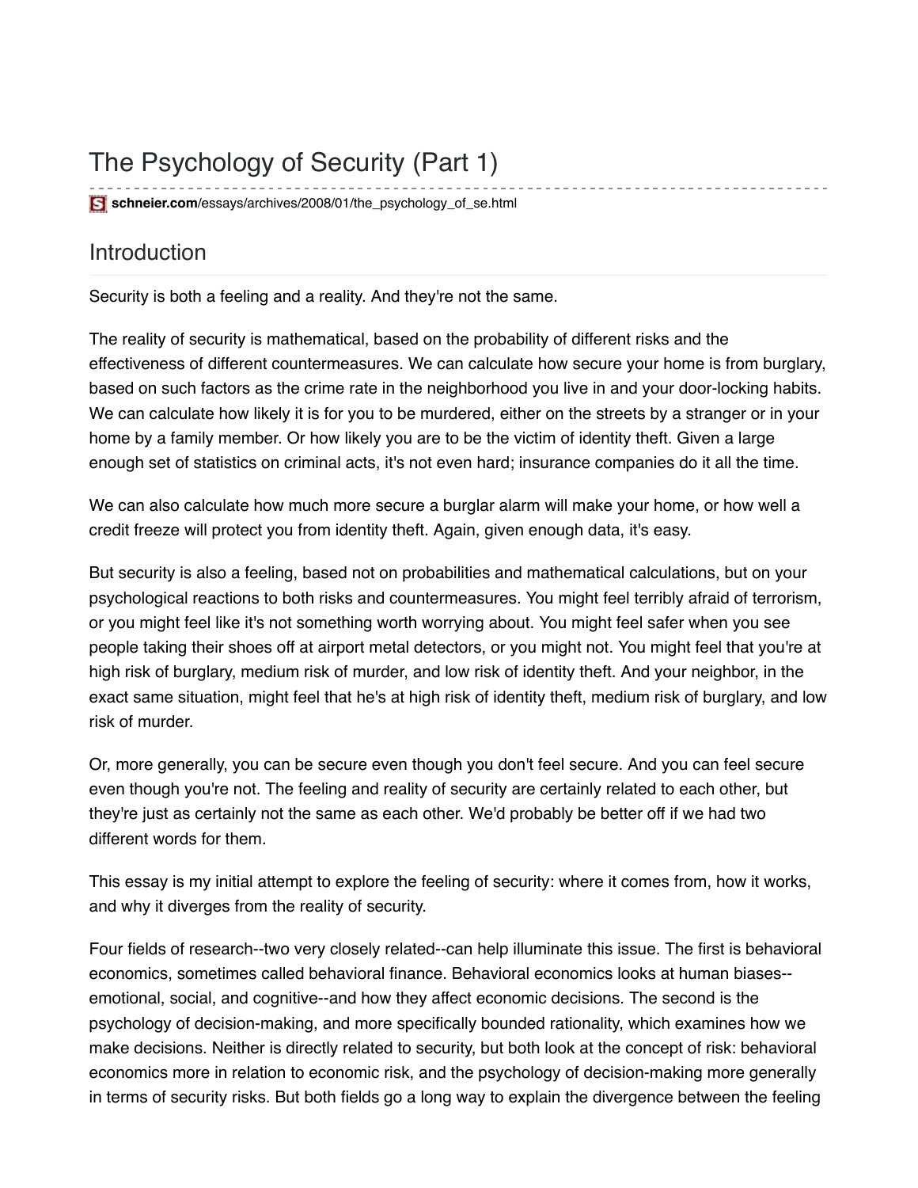# The Psychology of Security (Part 1)

**schneier.com**/essays/archives/2008/01/the_psychology_of_se.html

## Introduction

Security is both a feeling and a reality. And they're not the same.

The reality of security is mathematical, based on the probability of different risks and the effectiveness of different countermeasures. We can calculate how secure your home is from burglary, based on such factors as the crime rate in the neighborhood you live in and your door-locking habits. We can calculate how likely it is for you to be murdered, either on the streets by a stranger or in your home by a family member. Or how likely you are to be the victim of identity theft. Given a large enough set of statistics on criminal acts, it's not even hard; insurance companies do it all the time.

We can also calculate how much more secure a burglar alarm will make your home, or how well a credit freeze will protect you from identity theft. Again, given enough data, it's easy.

But security is also a feeling, based not on probabilities and mathematical calculations, but on your psychological reactions to both risks and countermeasures. You might feel terribly afraid of terrorism, or you might feel like it's not something worth worrying about. You might feel safer when you see people taking their shoes off at airport metal detectors, or you might not. You might feel that you're at high risk of burglary, medium risk of murder, and low risk of identity theft. And your neighbor, in the exact same situation, might feel that he's at high risk of identity theft, medium risk of burglary, and low risk of murder.

Or, more generally, you can be secure even though you don't feel secure. And you can feel secure even though you're not. The feeling and reality of security are certainly related to each other, but they're just as certainly not the same as each other. We'd probably be better off if we had two different words for them.

This essay is my initial attempt to explore the feeling of security: where it comes from, how it works, and why it diverges from the reality of security.

Four fields of research--two very closely related--can help illuminate this issue. The first is behavioral economics, sometimes called behavioral finance. Behavioral economics looks at human biases--emotional, social, and cognitive--and how they affect economic decisions. The second is the psychology of decision-making, and more specifically bounded rationality, which examines how we make decisions. Neither is directly related to security, but both look at the concept of risk: behavioral economics more in relation to economic risk, and the psychology of decision-making more generally in terms of security risks. But both fields go a long way to explain the divergence between the feeling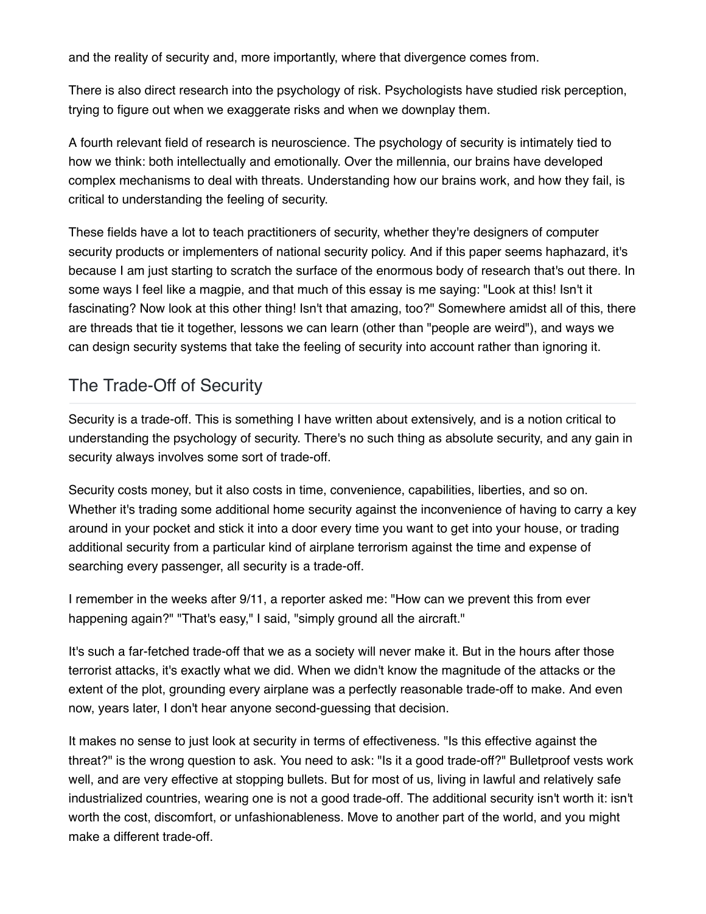and the reality of security and, more importantly, where that divergence comes from.

There is also direct research into the psychology of risk. Psychologists have studied risk perception, trying to figure out when we exaggerate risks and when we downplay them.

A fourth relevant field of research is neuroscience. The psychology of security is intimately tied to how we think: both intellectually and emotionally. Over the millennia, our brains have developed complex mechanisms to deal with threats. Understanding how our brains work, and how they fail, is critical to understanding the feeling of security.

These fields have a lot to teach practitioners of security, whether they're designers of computer security products or implementers of national security policy. And if this paper seems haphazard, it's because I am just starting to scratch the surface of the enormous body of research that's out there. In some ways I feel like a magpie, and that much of this essay is me saying: "Look at this! Isn't it fascinating? Now look at this other thing! Isn't that amazing, too?" Somewhere amidst all of this, there are threads that tie it together, lessons we can learn (other than "people are weird"), and ways we can design security systems that take the feeling of security into account rather than ignoring it.

## The Trade-Off of Security

Security is a trade-off. This is something I have written about extensively, and is a notion critical to understanding the psychology of security. There's no such thing as absolute security, and any gain in security always involves some sort of trade-off.

Security costs money, but it also costs in time, convenience, capabilities, liberties, and so on. Whether it's trading some additional home security against the inconvenience of having to carry a key around in your pocket and stick it into a door every time you want to get into your house, or trading additional security from a particular kind of airplane terrorism against the time and expense of searching every passenger, all security is a trade-off.

I remember in the weeks after 9/11, a reporter asked me: "How can we prevent this from ever happening again?" "That's easy," I said, "simply ground all the aircraft."

It's such a far-fetched trade-off that we as a society will never make it. But in the hours after those terrorist attacks, it's exactly what we did. When we didn't know the magnitude of the attacks or the extent of the plot, grounding every airplane was a perfectly reasonable trade-off to make. And even now, years later, I don't hear anyone second-guessing that decision.

It makes no sense to just look at security in terms of effectiveness. "Is this effective against the threat?" is the wrong question to ask. You need to ask: "Is it a good trade-off?" Bulletproof vests work well, and are very effective at stopping bullets. But for most of us, living in lawful and relatively safe industrialized countries, wearing one is not a good trade-off. The additional security isn't worth it: isn't worth the cost, discomfort, or unfashionableness. Move to another part of the world, and you might make a different trade-off.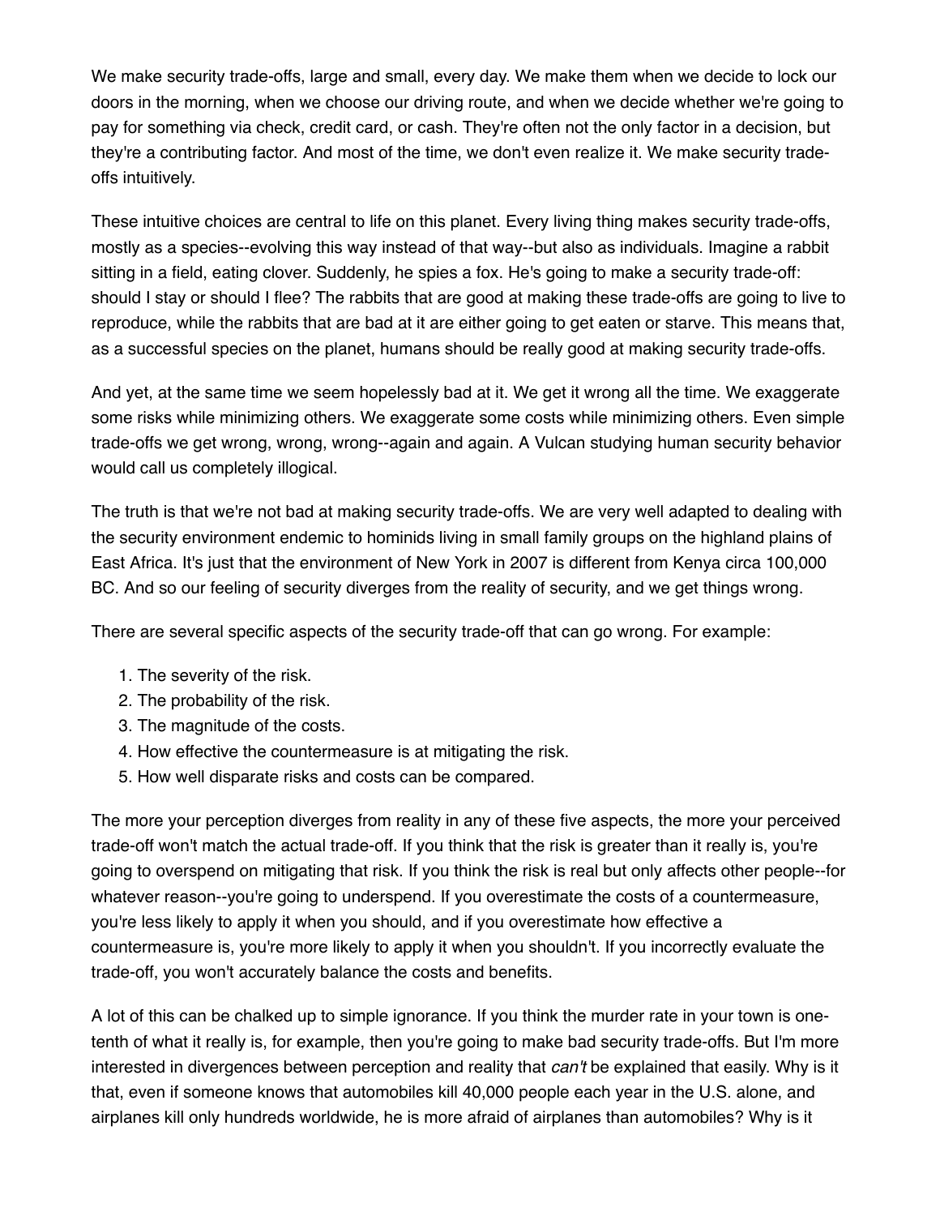We make security trade-offs, large and small, every day. We make them when we decide to lock our doors in the morning, when we choose our driving route, and when we decide whether we're going to pay for something via check, credit card, or cash. They're often not the only factor in a decision, but they're a contributing factor. And most of the time, we don't even realize it. We make security trade-offs intuitively.

These intuitive choices are central to life on this planet. Every living thing makes security trade-offs, mostly as a species--evolving this way instead of that way--but also as individuals. Imagine a rabbit sitting in a field, eating clover. Suddenly, he spies a fox. He's going to make a security trade-off: should I stay or should I flee? The rabbits that are good at making these trade-offs are going to live to reproduce, while the rabbits that are bad at it are either going to get eaten or starve. This means that, as a successful species on the planet, humans should be really good at making security trade-offs.

And yet, at the same time we seem hopelessly bad at it. We get it wrong all the time. We exaggerate some risks while minimizing others. We exaggerate some costs while minimizing others. Even simple trade-offs we get wrong, wrong, wrong--again and again. A Vulcan studying human security behavior would call us completely illogical.

The truth is that we're not bad at making security trade-offs. We are very well adapted to dealing with the security environment endemic to hominids living in small family groups on the highland plains of East Africa. It's just that the environment of New York in 2007 is different from Kenya circa 100,000 BC. And so our feeling of security diverges from the reality of security, and we get things wrong.

There are several specific aspects of the security trade-off that can go wrong. For example:

1. The severity of the risk.
2. The probability of the risk.
3. The magnitude of the costs.
4. How effective the countermeasure is at mitigating the risk.
5. How well disparate risks and costs can be compared.

The more your perception diverges from reality in any of these five aspects, the more your perceived trade-off won't match the actual trade-off. If you think that the risk is greater than it really is, you're going to overspend on mitigating that risk. If you think the risk is real but only affects other people--for whatever reason--you're going to underspend. If you overestimate the costs of a countermeasure, you're less likely to apply it when you should, and if you overestimate how effective a countermeasure is, you're more likely to apply it when you shouldn't. If you incorrectly evaluate the trade-off, you won't accurately balance the costs and benefits.

A lot of this can be chalked up to simple ignorance. If you think the murder rate in your town is one-tenth of what it really is, for example, then you're going to make bad security trade-offs. But I'm more interested in divergences between perception and reality that *can't* be explained that easily. Why is it that, even if someone knows that automobiles kill 40,000 people each year in the U.S. alone, and airplanes kill only hundreds worldwide, he is more afraid of airplanes than automobiles? Why is it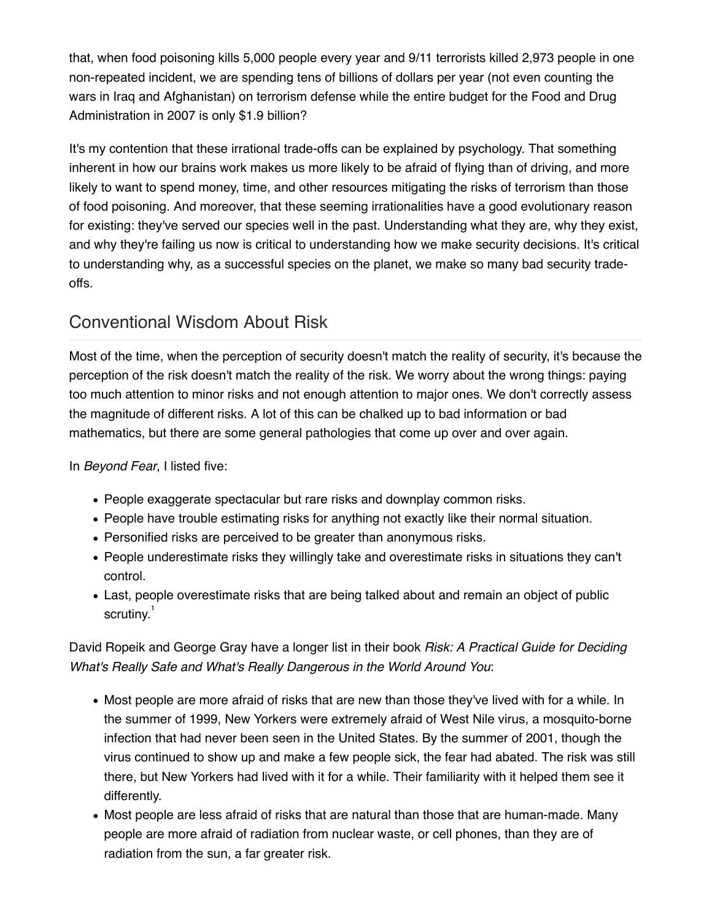that, when food poisoning kills 5,000 people every year and 9/11 terrorists killed 2,973 people in one non-repeated incident, we are spending tens of billions of dollars per year (not even counting the wars in Iraq and Afghanistan) on terrorism defense while the entire budget for the Food and Drug Administration in 2007 is only $1.9 billion?

It's my contention that these irrational trade-offs can be explained by psychology. That something inherent in how our brains work makes us more likely to be afraid of flying than of driving, and more likely to want to spend money, time, and other resources mitigating the risks of terrorism than those of food poisoning. And moreover, that these seeming irrationalities have a good evolutionary reason for existing: they've served our species well in the past. Understanding what they are, why they exist, and why they're failing us now is critical to understanding how we make security decisions. It's critical to understanding why, as a successful species on the planet, we make so many bad security trade-offs.

## Conventional Wisdom About Risk

Most of the time, when the perception of security doesn't match the reality of security, it's because the perception of the risk doesn't match the reality of the risk. We worry about the wrong things: paying too much attention to minor risks and not enough attention to major ones. We don't correctly assess the magnitude of different risks. A lot of this can be chalked up to bad information or bad mathematics, but there are some general pathologies that come up over and over again.

In *Beyond Fear*, I listed five:

- People exaggerate spectacular but rare risks and downplay common risks.
- People have trouble estimating risks for anything not exactly like their normal situation.
- Personified risks are perceived to be greater than anonymous risks.
- People underestimate risks they willingly take and overestimate risks in situations they can't control.
- Last, people overestimate risks that are being talked about and remain an object of public scrutiny.[1]

David Ropeik and George Gray have a longer list in their book *Risk: A Practical Guide for Deciding What's Really Safe and What's Really Dangerous in the World Around You*:

- Most people are more afraid of risks that are new than those they've lived with for a while. In the summer of 1999, New Yorkers were extremely afraid of West Nile virus, a mosquito-borne infection that had never been seen in the United States. By the summer of 2001, though the virus continued to show up and make a few people sick, the fear had abated. The risk was still there, but New Yorkers had lived with it for a while. Their familiarity with it helped them see it differently.
- Most people are less afraid of risks that are natural than those that are human-made. Many people are more afraid of radiation from nuclear waste, or cell phones, than they are of radiation from the sun, a far greater risk.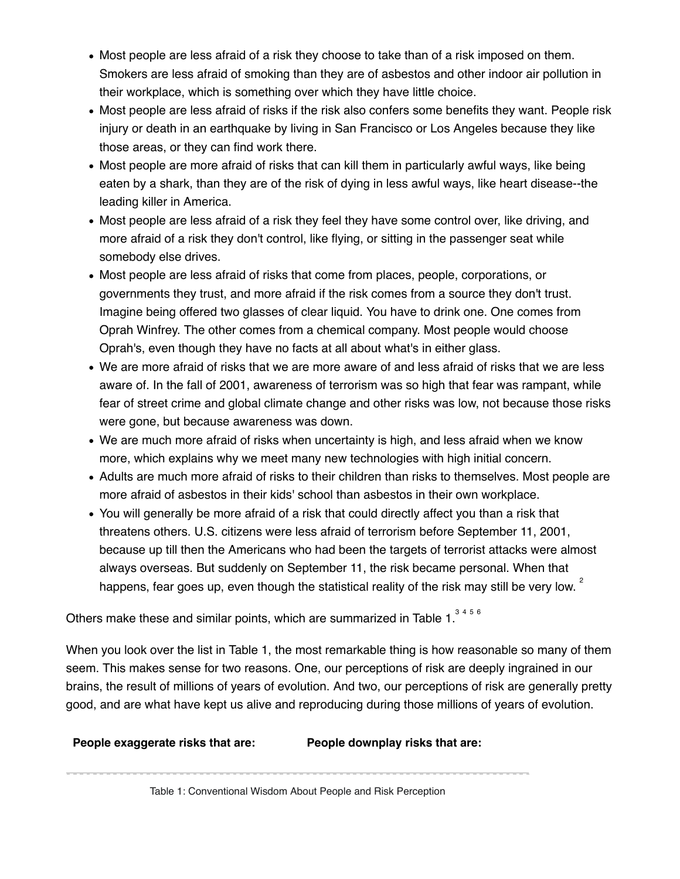- Most people are less afraid of a risk they choose to take than of a risk imposed on them. Smokers are less afraid of smoking than they are of asbestos and other indoor air pollution in their workplace, which is something over which they have little choice.
- Most people are less afraid of risks if the risk also confers some benefits they want. People risk injury or death in an earthquake by living in San Francisco or Los Angeles because they like those areas, or they can find work there.
- Most people are more afraid of risks that can kill them in particularly awful ways, like being eaten by a shark, than they are of the risk of dying in less awful ways, like heart disease--the leading killer in America.
- Most people are less afraid of a risk they feel they have some control over, like driving, and more afraid of a risk they don't control, like flying, or sitting in the passenger seat while somebody else drives.
- Most people are less afraid of risks that come from places, people, corporations, or governments they trust, and more afraid if the risk comes from a source they don't trust. Imagine being offered two glasses of clear liquid. You have to drink one. One comes from Oprah Winfrey. The other comes from a chemical company. Most people would choose Oprah's, even though they have no facts at all about what's in either glass.
- We are more afraid of risks that we are more aware of and less afraid of risks that we are less aware of. In the fall of 2001, awareness of terrorism was so high that fear was rampant, while fear of street crime and global climate change and other risks was low, not because those risks were gone, but because awareness was down.
- We are much more afraid of risks when uncertainty is high, and less afraid when we know more, which explains why we meet many new technologies with high initial concern.
- Adults are much more afraid of risks to their children than risks to themselves. Most people are more afraid of asbestos in their kids' school than asbestos in their own workplace.
- You will generally be more afraid of a risk that could directly affect you than a risk that threatens others. U.S. citizens were less afraid of terrorism before September 11, 2001, because up till then the Americans who had been the targets of terrorist attacks were almost always overseas. But suddenly on September 11, the risk became personal. When that happens, fear goes up, even though the statistical reality of the risk may still be very low. [2]

Others make these and similar points, which are summarized in Table 1. [3 4 5 6]

When you look over the list in Table 1, the most remarkable thing is how reasonable so many of them seem. This makes sense for two reasons. One, our perceptions of risk are deeply ingrained in our brains, the result of millions of years of evolution. And two, our perceptions of risk are generally pretty good, and are what have kept us alive and reproducing during those millions of years of evolution.

| **People exaggerate risks that are:** | **People downplay risks that are:** |
|---|---|

Table 1: Conventional Wisdom About People and Risk Perception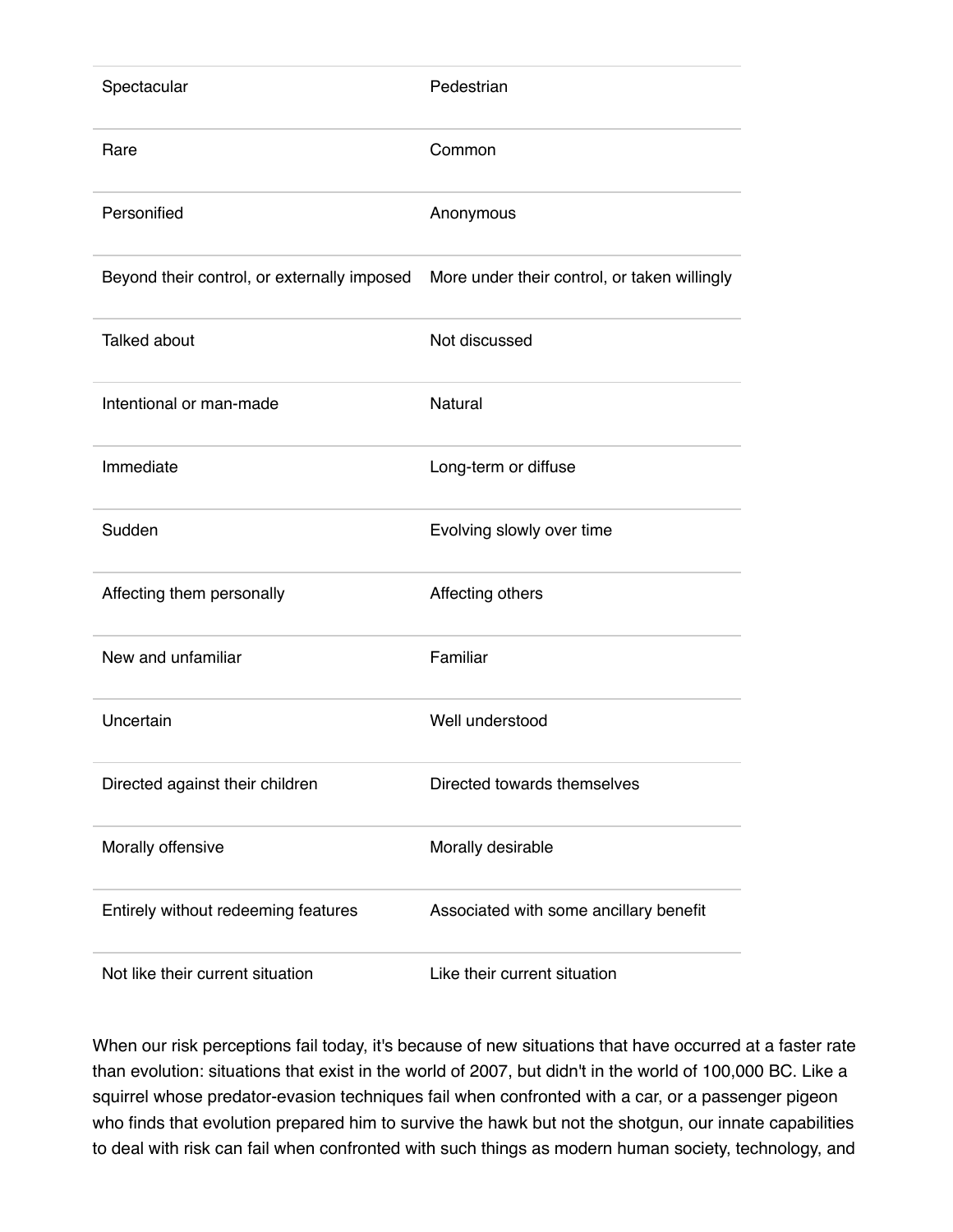| | |
|---|---|
| Spectacular | Pedestrian |
| Rare | Common |
| Personified | Anonymous |
| Beyond their control, or externally imposed | More under their control, or taken willingly |
| Talked about | Not discussed |
| Intentional or man-made | Natural |
| Immediate | Long-term or diffuse |
| Sudden | Evolving slowly over time |
| Affecting them personally | Affecting others |
| New and unfamiliar | Familiar |
| Uncertain | Well understood |
| Directed against their children | Directed towards themselves |
| Morally offensive | Morally desirable |
| Entirely without redeeming features | Associated with some ancillary benefit |
| Not like their current situation | Like their current situation |

When our risk perceptions fail today, it's because of new situations that have occurred at a faster rate than evolution: situations that exist in the world of 2007, but didn't in the world of 100,000 BC. Like a squirrel whose predator-evasion techniques fail when confronted with a car, or a passenger pigeon who finds that evolution prepared him to survive the hawk but not the shotgun, our innate capabilities to deal with risk can fail when confronted with such things as modern human society, technology, and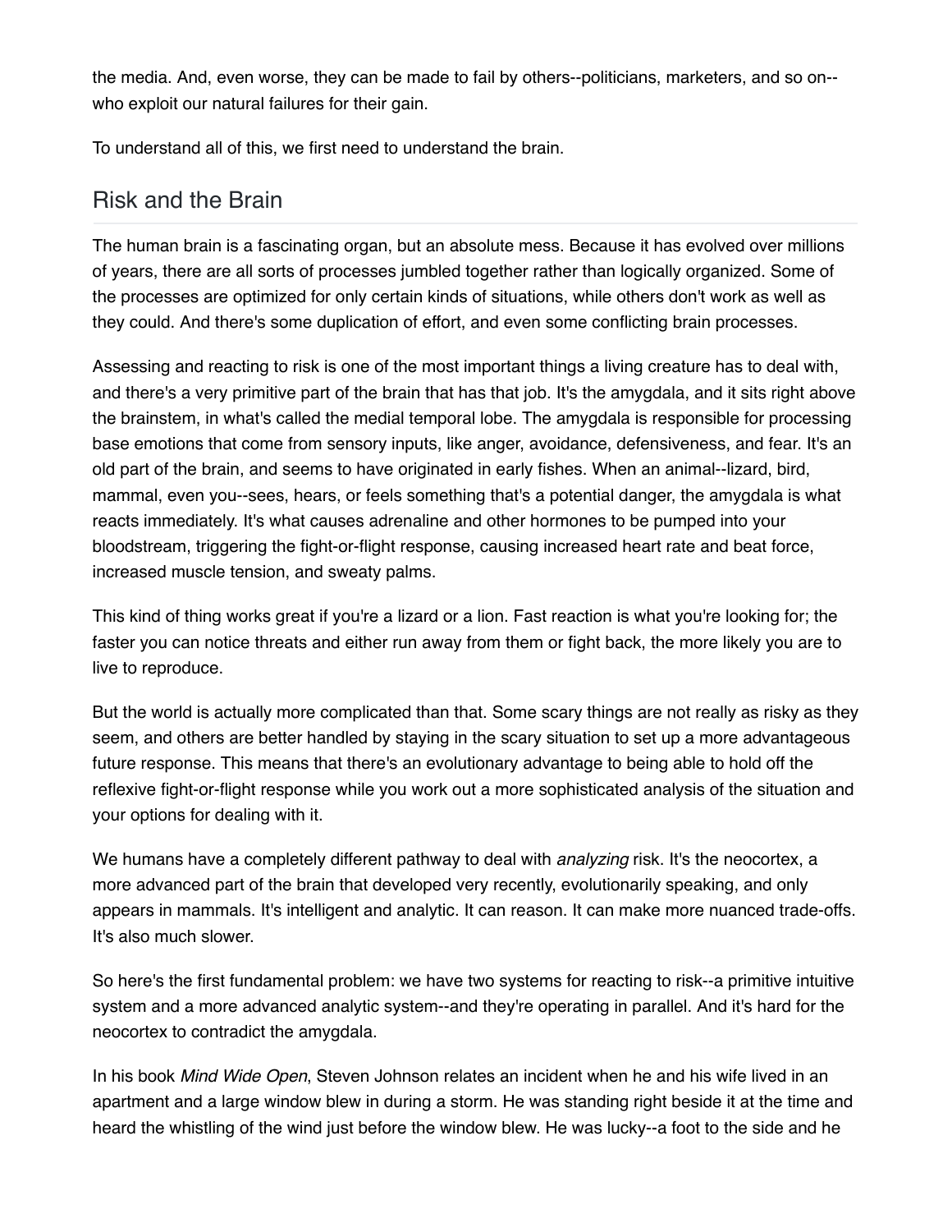the media. And, even worse, they can be made to fail by others--politicians, marketers, and so on--who exploit our natural failures for their gain.

To understand all of this, we first need to understand the brain.

## Risk and the Brain

The human brain is a fascinating organ, but an absolute mess. Because it has evolved over millions of years, there are all sorts of processes jumbled together rather than logically organized. Some of the processes are optimized for only certain kinds of situations, while others don't work as well as they could. And there's some duplication of effort, and even some conflicting brain processes.

Assessing and reacting to risk is one of the most important things a living creature has to deal with, and there's a very primitive part of the brain that has that job. It's the amygdala, and it sits right above the brainstem, in what's called the medial temporal lobe. The amygdala is responsible for processing base emotions that come from sensory inputs, like anger, avoidance, defensiveness, and fear. It's an old part of the brain, and seems to have originated in early fishes. When an animal--lizard, bird, mammal, even you--sees, hears, or feels something that's a potential danger, the amygdala is what reacts immediately. It's what causes adrenaline and other hormones to be pumped into your bloodstream, triggering the fight-or-flight response, causing increased heart rate and beat force, increased muscle tension, and sweaty palms.

This kind of thing works great if you're a lizard or a lion. Fast reaction is what you're looking for; the faster you can notice threats and either run away from them or fight back, the more likely you are to live to reproduce.

But the world is actually more complicated than that. Some scary things are not really as risky as they seem, and others are better handled by staying in the scary situation to set up a more advantageous future response. This means that there's an evolutionary advantage to being able to hold off the reflexive fight-or-flight response while you work out a more sophisticated analysis of the situation and your options for dealing with it.

We humans have a completely different pathway to deal with *analyzing* risk. It's the neocortex, a more advanced part of the brain that developed very recently, evolutionarily speaking, and only appears in mammals. It's intelligent and analytic. It can reason. It can make more nuanced trade-offs. It's also much slower.

So here's the first fundamental problem: we have two systems for reacting to risk--a primitive intuitive system and a more advanced analytic system--and they're operating in parallel. And it's hard for the neocortex to contradict the amygdala.

In his book *Mind Wide Open*, Steven Johnson relates an incident when he and his wife lived in an apartment and a large window blew in during a storm. He was standing right beside it at the time and heard the whistling of the wind just before the window blew. He was lucky--a foot to the side and he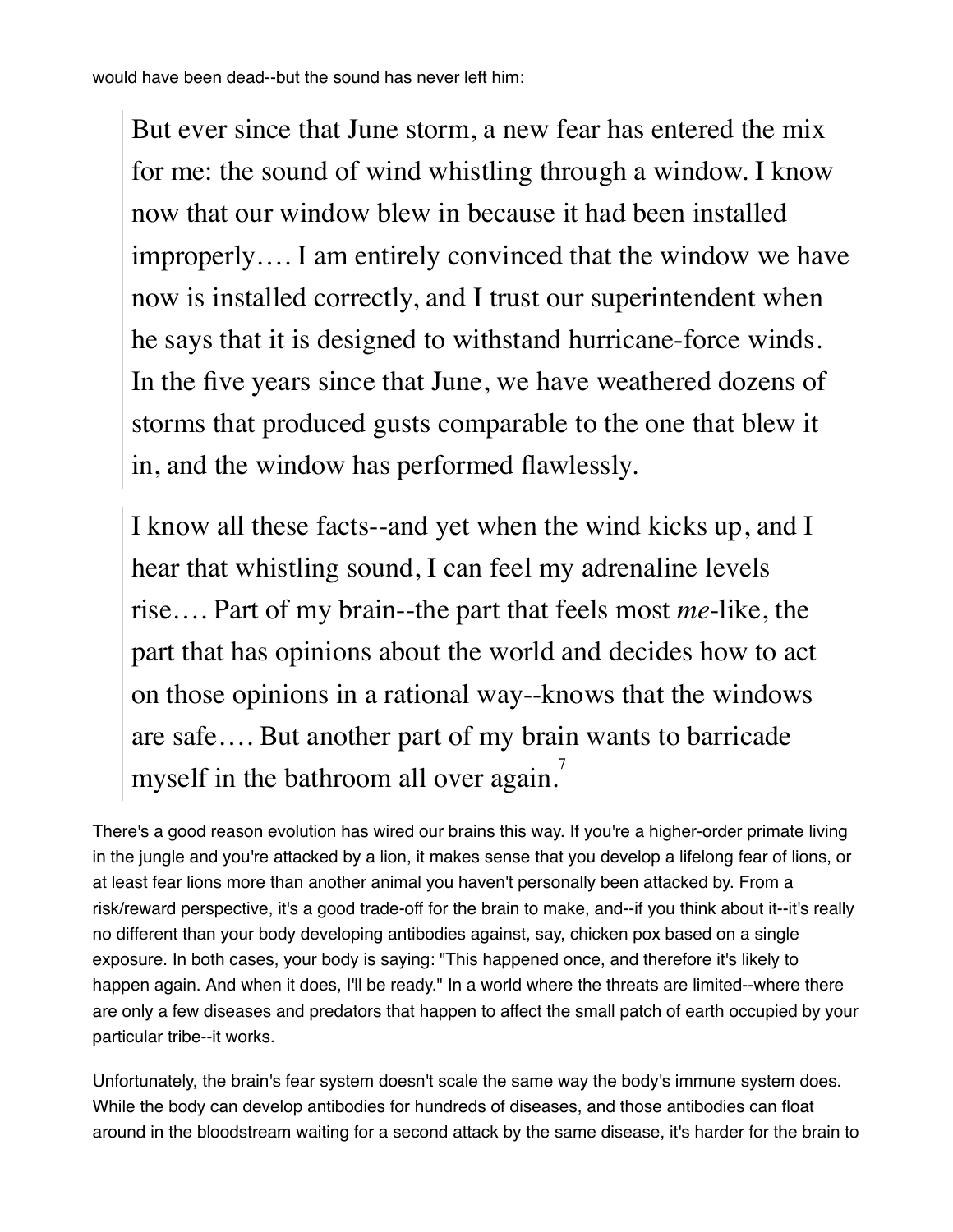would have been dead--but the sound has never left him:

> But ever since that June storm, a new fear has entered the mix for me: the sound of wind whistling through a window. I know now that our window blew in because it had been installed improperly.… I am entirely convinced that the window we have now is installed correctly, and I trust our superintendent when he says that it is designed to withstand hurricane-force winds. In the five years since that June, we have weathered dozens of storms that produced gusts comparable to the one that blew it in, and the window has performed flawlessly.
>
> I know all these facts--and yet when the wind kicks up, and I hear that whistling sound, I can feel my adrenaline levels rise.… Part of my brain--the part that feels most *me*-like, the part that has opinions about the world and decides how to act on those opinions in a rational way--knows that the windows are safe.… But another part of my brain wants to barricade myself in the bathroom all over again.[7]

There's a good reason evolution has wired our brains this way. If you're a higher-order primate living in the jungle and you're attacked by a lion, it makes sense that you develop a lifelong fear of lions, or at least fear lions more than another animal you haven't personally been attacked by. From a risk/reward perspective, it's a good trade-off for the brain to make, and--if you think about it--it's really no different than your body developing antibodies against, say, chicken pox based on a single exposure. In both cases, your body is saying: "This happened once, and therefore it's likely to happen again. And when it does, I'll be ready." In a world where the threats are limited--where there are only a few diseases and predators that happen to affect the small patch of earth occupied by your particular tribe--it works.

Unfortunately, the brain's fear system doesn't scale the same way the body's immune system does. While the body can develop antibodies for hundreds of diseases, and those antibodies can float around in the bloodstream waiting for a second attack by the same disease, it's harder for the brain to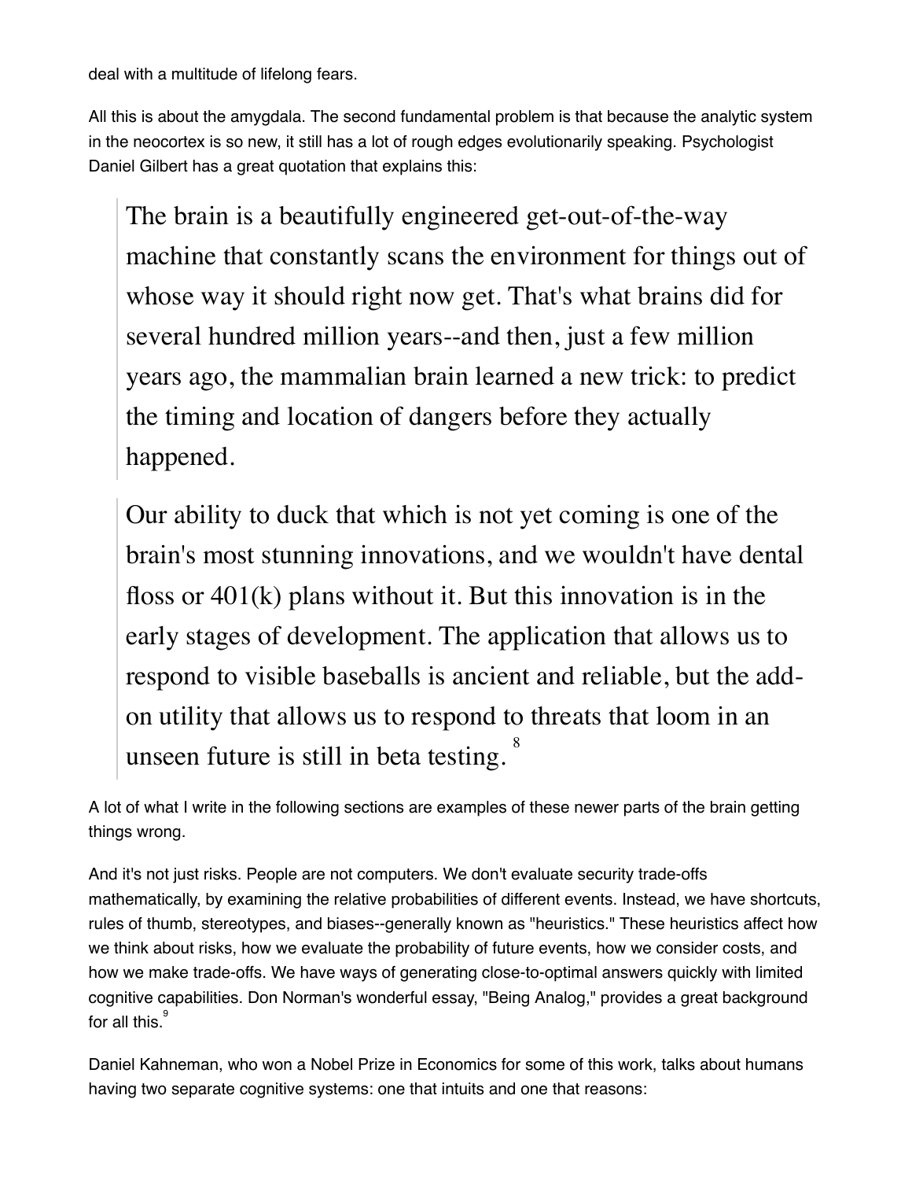deal with a multitude of lifelong fears.

All this is about the amygdala. The second fundamental problem is that because the analytic system in the neocortex is so new, it still has a lot of rough edges evolutionarily speaking. Psychologist Daniel Gilbert has a great quotation that explains this:

> The brain is a beautifully engineered get-out-of-the-way machine that constantly scans the environment for things out of whose way it should right now get. That's what brains did for several hundred million years--and then, just a few million years ago, the mammalian brain learned a new trick: to predict the timing and location of dangers before they actually happened.

> Our ability to duck that which is not yet coming is one of the brain's most stunning innovations, and we wouldn't have dental floss or 401(k) plans without it. But this innovation is in the early stages of development. The application that allows us to respond to visible baseballs is ancient and reliable, but the add-on utility that allows us to respond to threats that loom in an unseen future is still in beta testing. [8]

A lot of what I write in the following sections are examples of these newer parts of the brain getting things wrong.

And it's not just risks. People are not computers. We don't evaluate security trade-offs mathematically, by examining the relative probabilities of different events. Instead, we have shortcuts, rules of thumb, stereotypes, and biases--generally known as "heuristics." These heuristics affect how we think about risks, how we evaluate the probability of future events, how we consider costs, and how we make trade-offs. We have ways of generating close-to-optimal answers quickly with limited cognitive capabilities. Don Norman's wonderful essay, "Being Analog," provides a great background for all this.[9]

Daniel Kahneman, who won a Nobel Prize in Economics for some of this work, talks about humans having two separate cognitive systems: one that intuits and one that reasons: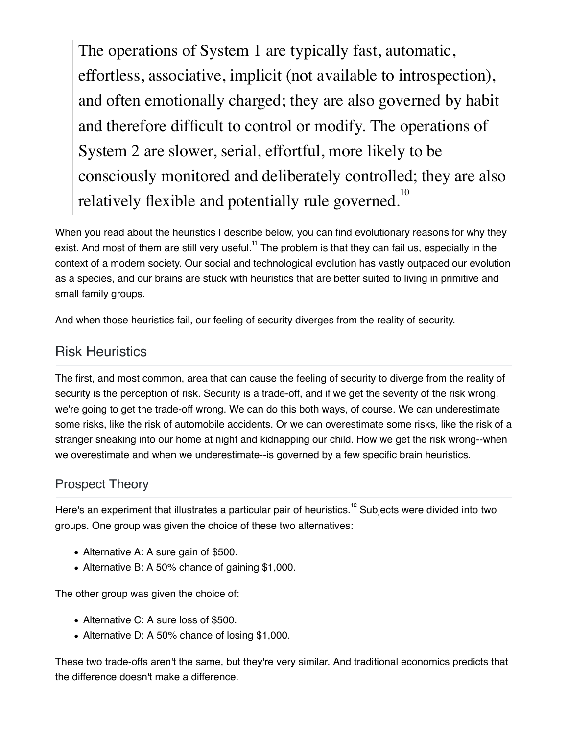> The operations of System 1 are typically fast, automatic, effortless, associative, implicit (not available to introspection), and often emotionally charged; they are also governed by habit and therefore difficult to control or modify. The operations of System 2 are slower, serial, effortful, more likely to be consciously monitored and deliberately controlled; they are also relatively flexible and potentially rule governed.[10]

When you read about the heuristics I describe below, you can find evolutionary reasons for why they exist. And most of them are still very useful.[11] The problem is that they can fail us, especially in the context of a modern society. Our social and technological evolution has vastly outpaced our evolution as a species, and our brains are stuck with heuristics that are better suited to living in primitive and small family groups.

And when those heuristics fail, our feeling of security diverges from the reality of security.

## Risk Heuristics

The first, and most common, area that can cause the feeling of security to diverge from the reality of security is the perception of risk. Security is a trade-off, and if we get the severity of the risk wrong, we're going to get the trade-off wrong. We can do this both ways, of course. We can underestimate some risks, like the risk of automobile accidents. Or we can overestimate some risks, like the risk of a stranger sneaking into our home at night and kidnapping our child. How we get the risk wrong--when we overestimate and when we underestimate--is governed by a few specific brain heuristics.

## Prospect Theory

Here's an experiment that illustrates a particular pair of heuristics.[12] Subjects were divided into two groups. One group was given the choice of these two alternatives:

- Alternative A: A sure gain of $500.
- Alternative B: A 50% chance of gaining $1,000.

The other group was given the choice of:

- Alternative C: A sure loss of $500.
- Alternative D: A 50% chance of losing $1,000.

These two trade-offs aren't the same, but they're very similar. And traditional economics predicts that the difference doesn't make a difference.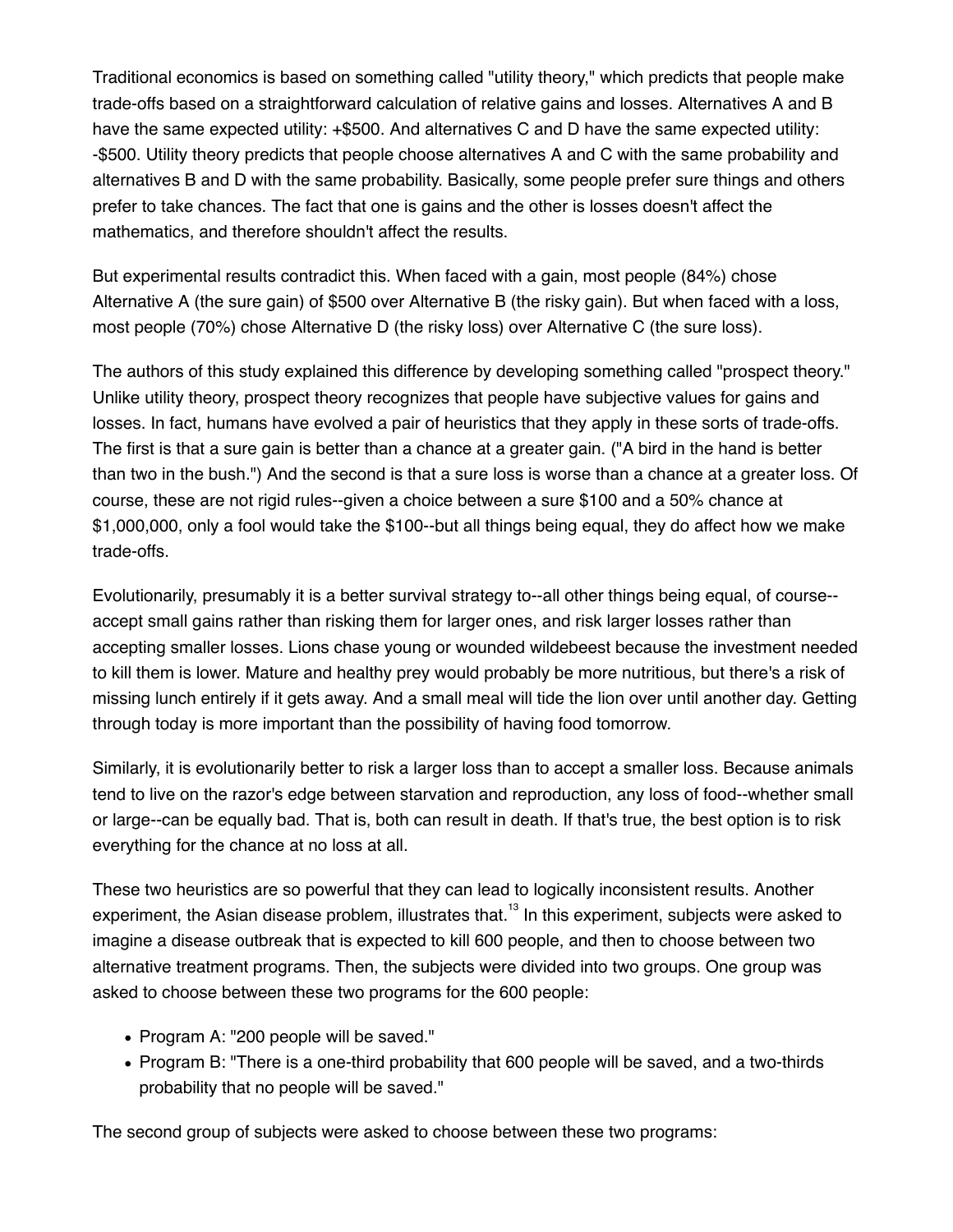Traditional economics is based on something called "utility theory," which predicts that people make trade-offs based on a straightforward calculation of relative gains and losses. Alternatives A and B have the same expected utility: +$500. And alternatives C and D have the same expected utility: -$500. Utility theory predicts that people choose alternatives A and C with the same probability and alternatives B and D with the same probability. Basically, some people prefer sure things and others prefer to take chances. The fact that one is gains and the other is losses doesn't affect the mathematics, and therefore shouldn't affect the results.

But experimental results contradict this. When faced with a gain, most people (84%) chose Alternative A (the sure gain) of $500 over Alternative B (the risky gain). But when faced with a loss, most people (70%) chose Alternative D (the risky loss) over Alternative C (the sure loss).

The authors of this study explained this difference by developing something called "prospect theory." Unlike utility theory, prospect theory recognizes that people have subjective values for gains and losses. In fact, humans have evolved a pair of heuristics that they apply in these sorts of trade-offs. The first is that a sure gain is better than a chance at a greater gain. ("A bird in the hand is better than two in the bush.") And the second is that a sure loss is worse than a chance at a greater loss. Of course, these are not rigid rules--given a choice between a sure $100 and a 50% chance at $1,000,000, only a fool would take the $100--but all things being equal, they do affect how we make trade-offs.

Evolutionarily, presumably it is a better survival strategy to--all other things being equal, of course--accept small gains rather than risking them for larger ones, and risk larger losses rather than accepting smaller losses. Lions chase young or wounded wildebeest because the investment needed to kill them is lower. Mature and healthy prey would probably be more nutritious, but there's a risk of missing lunch entirely if it gets away. And a small meal will tide the lion over until another day. Getting through today is more important than the possibility of having food tomorrow.

Similarly, it is evolutionarily better to risk a larger loss than to accept a smaller loss. Because animals tend to live on the razor's edge between starvation and reproduction, any loss of food--whether small or large--can be equally bad. That is, both can result in death. If that's true, the best option is to risk everything for the chance at no loss at all.

These two heuristics are so powerful that they can lead to logically inconsistent results. Another experiment, the Asian disease problem, illustrates that.[13] In this experiment, subjects were asked to imagine a disease outbreak that is expected to kill 600 people, and then to choose between two alternative treatment programs. Then, the subjects were divided into two groups. One group was asked to choose between these two programs for the 600 people:

- Program A: "200 people will be saved."
- Program B: "There is a one-third probability that 600 people will be saved, and a two-thirds probability that no people will be saved."

The second group of subjects were asked to choose between these two programs: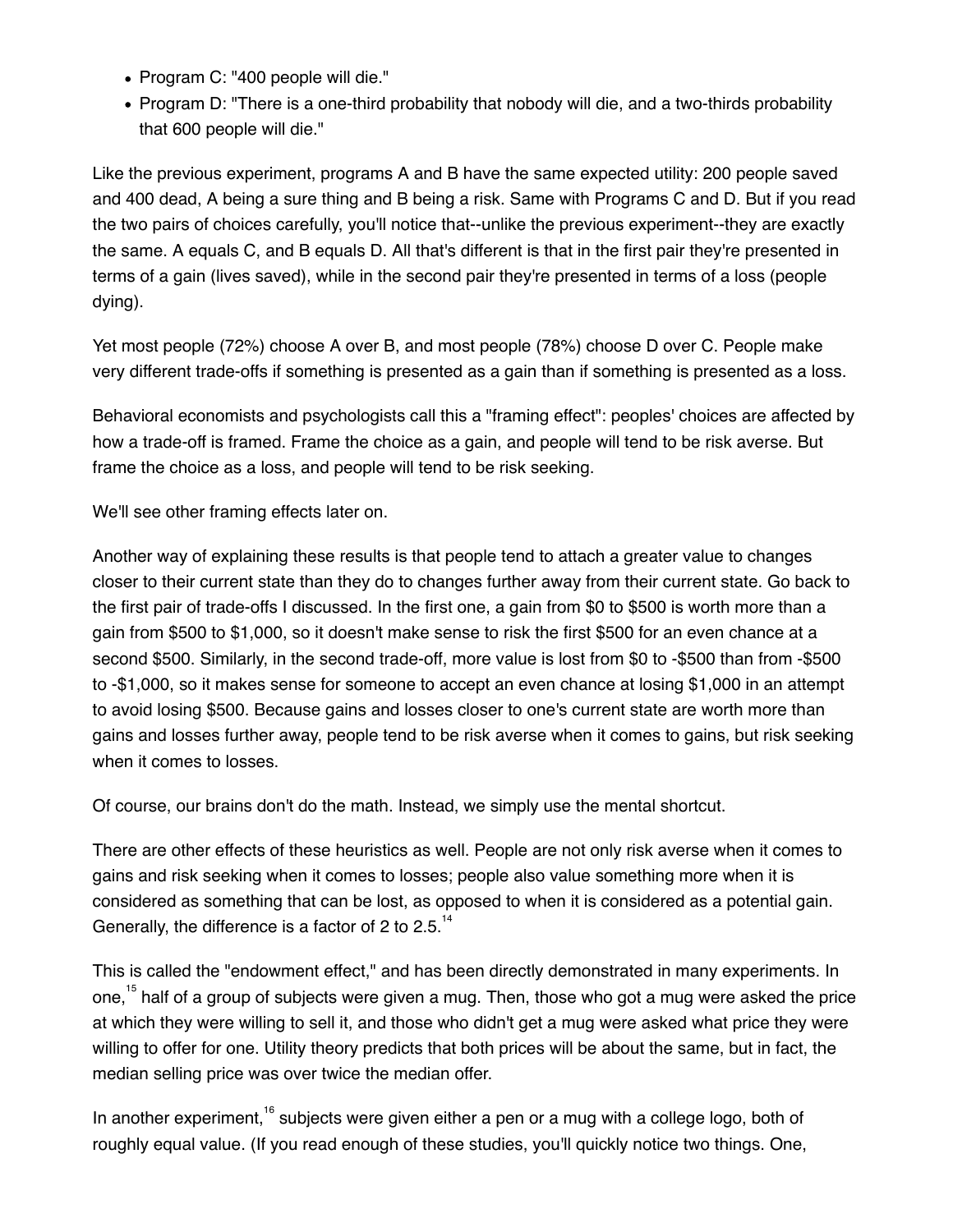- Program C: "400 people will die."
- Program D: "There is a one-third probability that nobody will die, and a two-thirds probability that 600 people will die."

Like the previous experiment, programs A and B have the same expected utility: 200 people saved and 400 dead, A being a sure thing and B being a risk. Same with Programs C and D. But if you read the two pairs of choices carefully, you'll notice that--unlike the previous experiment--they are exactly the same. A equals C, and B equals D. All that's different is that in the first pair they're presented in terms of a gain (lives saved), while in the second pair they're presented in terms of a loss (people dying).

Yet most people (72%) choose A over B, and most people (78%) choose D over C. People make very different trade-offs if something is presented as a gain than if something is presented as a loss.

Behavioral economists and psychologists call this a "framing effect": peoples' choices are affected by how a trade-off is framed. Frame the choice as a gain, and people will tend to be risk averse. But frame the choice as a loss, and people will tend to be risk seeking.

We'll see other framing effects later on.

Another way of explaining these results is that people tend to attach a greater value to changes closer to their current state than they do to changes further away from their current state. Go back to the first pair of trade-offs I discussed. In the first one, a gain from $0 to $500 is worth more than a gain from $500 to $1,000, so it doesn't make sense to risk the first $500 for an even chance at a second $500. Similarly, in the second trade-off, more value is lost from $0 to -$500 than from -$500 to -$1,000, so it makes sense for someone to accept an even chance at losing $1,000 in an attempt to avoid losing $500. Because gains and losses closer to one's current state are worth more than gains and losses further away, people tend to be risk averse when it comes to gains, but risk seeking when it comes to losses.

Of course, our brains don't do the math. Instead, we simply use the mental shortcut.

There are other effects of these heuristics as well. People are not only risk averse when it comes to gains and risk seeking when it comes to losses; people also value something more when it is considered as something that can be lost, as opposed to when it is considered as a potential gain. Generally, the difference is a factor of 2 to 2.5.[14]

This is called the "endowment effect," and has been directly demonstrated in many experiments. In one,[15] half of a group of subjects were given a mug. Then, those who got a mug were asked the price at which they were willing to sell it, and those who didn't get a mug were asked what price they were willing to offer for one. Utility theory predicts that both prices will be about the same, but in fact, the median selling price was over twice the median offer.

In another experiment,[16] subjects were given either a pen or a mug with a college logo, both of roughly equal value. (If you read enough of these studies, you'll quickly notice two things. One,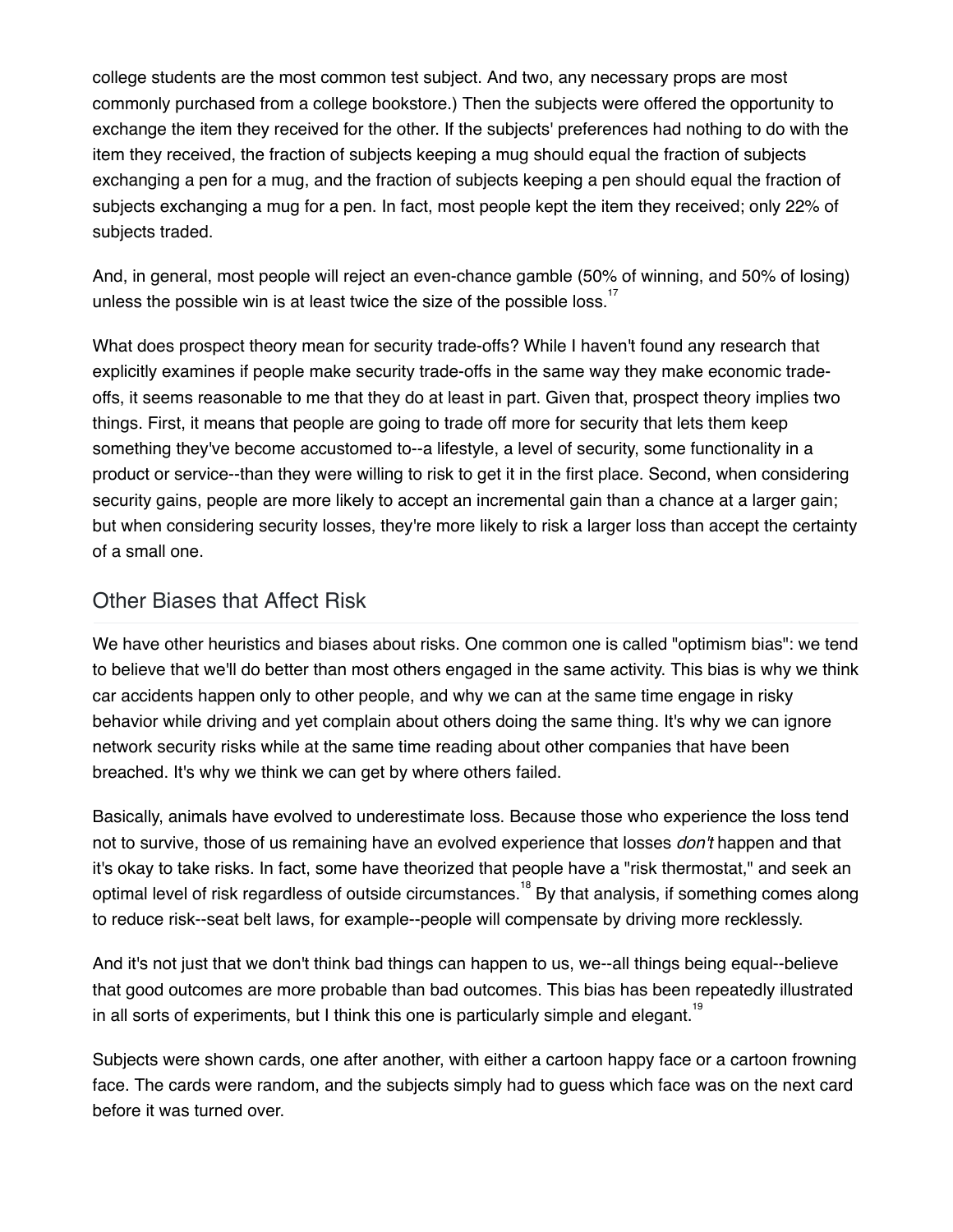college students are the most common test subject. And two, any necessary props are most commonly purchased from a college bookstore.) Then the subjects were offered the opportunity to exchange the item they received for the other. If the subjects' preferences had nothing to do with the item they received, the fraction of subjects keeping a mug should equal the fraction of subjects exchanging a pen for a mug, and the fraction of subjects keeping a pen should equal the fraction of subjects exchanging a mug for a pen. In fact, most people kept the item they received; only 22% of subjects traded.

And, in general, most people will reject an even-chance gamble (50% of winning, and 50% of losing) unless the possible win is at least twice the size of the possible loss.[17]

What does prospect theory mean for security trade-offs? While I haven't found any research that explicitly examines if people make security trade-offs in the same way they make economic trade-offs, it seems reasonable to me that they do at least in part. Given that, prospect theory implies two things. First, it means that people are going to trade off more for security that lets them keep something they've become accustomed to--a lifestyle, a level of security, some functionality in a product or service--than they were willing to risk to get it in the first place. Second, when considering security gains, people are more likely to accept an incremental gain than a chance at a larger gain; but when considering security losses, they're more likely to risk a larger loss than accept the certainty of a small one.

## Other Biases that Affect Risk

We have other heuristics and biases about risks. One common one is called "optimism bias": we tend to believe that we'll do better than most others engaged in the same activity. This bias is why we think car accidents happen only to other people, and why we can at the same time engage in risky behavior while driving and yet complain about others doing the same thing. It's why we can ignore network security risks while at the same time reading about other companies that have been breached. It's why we think we can get by where others failed.

Basically, animals have evolved to underestimate loss. Because those who experience the loss tend not to survive, those of us remaining have an evolved experience that losses *don't* happen and that it's okay to take risks. In fact, some have theorized that people have a "risk thermostat," and seek an optimal level of risk regardless of outside circumstances.[18] By that analysis, if something comes along to reduce risk--seat belt laws, for example--people will compensate by driving more recklessly.

And it's not just that we don't think bad things can happen to us, we--all things being equal--believe that good outcomes are more probable than bad outcomes. This bias has been repeatedly illustrated in all sorts of experiments, but I think this one is particularly simple and elegant.[19]

Subjects were shown cards, one after another, with either a cartoon happy face or a cartoon frowning face. The cards were random, and the subjects simply had to guess which face was on the next card before it was turned over.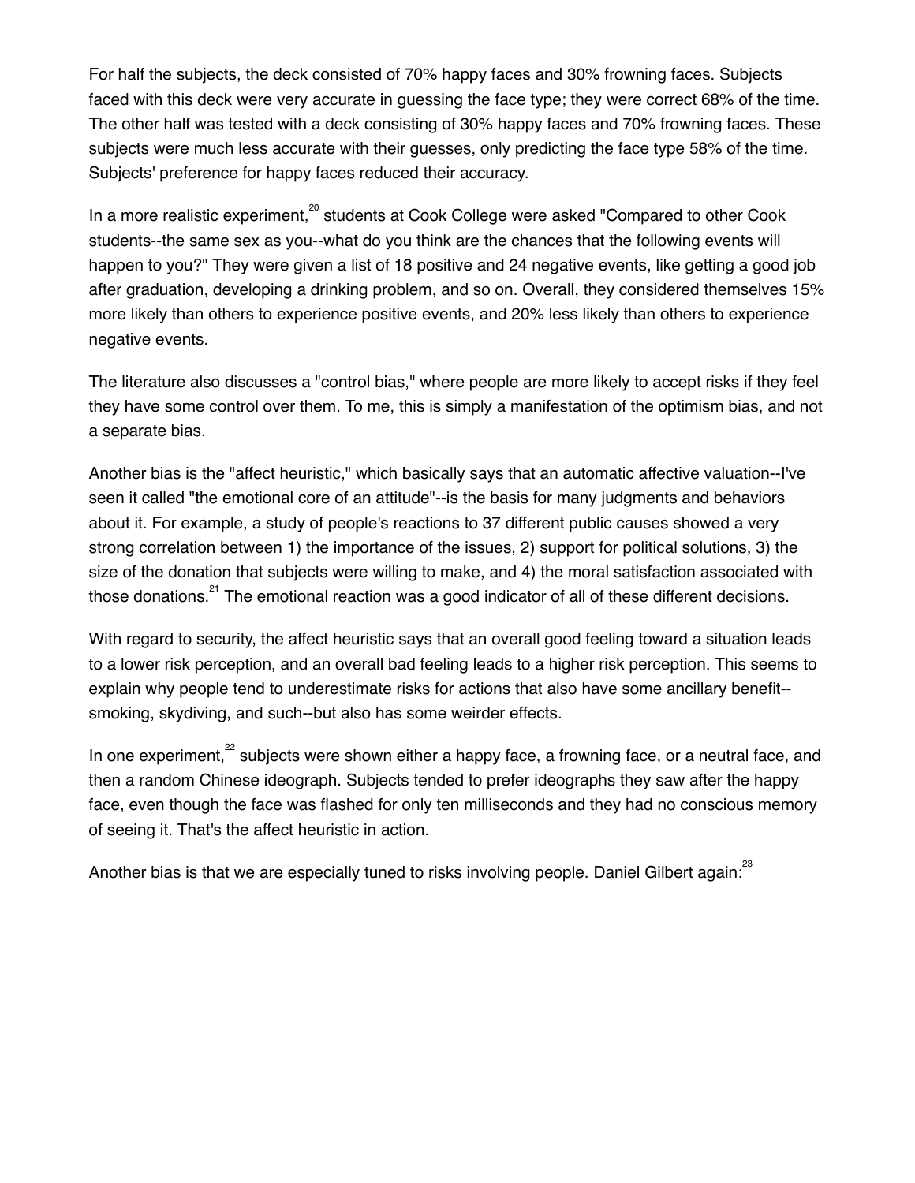For half the subjects, the deck consisted of 70% happy faces and 30% frowning faces. Subjects faced with this deck were very accurate in guessing the face type; they were correct 68% of the time. The other half was tested with a deck consisting of 30% happy faces and 70% frowning faces. These subjects were much less accurate with their guesses, only predicting the face type 58% of the time. Subjects' preference for happy faces reduced their accuracy.

In a more realistic experiment,[20] students at Cook College were asked "Compared to other Cook students--the same sex as you--what do you think are the chances that the following events will happen to you?" They were given a list of 18 positive and 24 negative events, like getting a good job after graduation, developing a drinking problem, and so on. Overall, they considered themselves 15% more likely than others to experience positive events, and 20% less likely than others to experience negative events.

The literature also discusses a "control bias," where people are more likely to accept risks if they feel they have some control over them. To me, this is simply a manifestation of the optimism bias, and not a separate bias.

Another bias is the "affect heuristic," which basically says that an automatic affective valuation--I've seen it called "the emotional core of an attitude"--is the basis for many judgments and behaviors about it. For example, a study of people's reactions to 37 different public causes showed a very strong correlation between 1) the importance of the issues, 2) support for political solutions, 3) the size of the donation that subjects were willing to make, and 4) the moral satisfaction associated with those donations.[21] The emotional reaction was a good indicator of all of these different decisions.

With regard to security, the affect heuristic says that an overall good feeling toward a situation leads to a lower risk perception, and an overall bad feeling leads to a higher risk perception. This seems to explain why people tend to underestimate risks for actions that also have some ancillary benefit--smoking, skydiving, and such--but also has some weirder effects.

In one experiment,[22] subjects were shown either a happy face, a frowning face, or a neutral face, and then a random Chinese ideograph. Subjects tended to prefer ideographs they saw after the happy face, even though the face was flashed for only ten milliseconds and they had no conscious memory of seeing it. That's the affect heuristic in action.

Another bias is that we are especially tuned to risks involving people. Daniel Gilbert again:[23]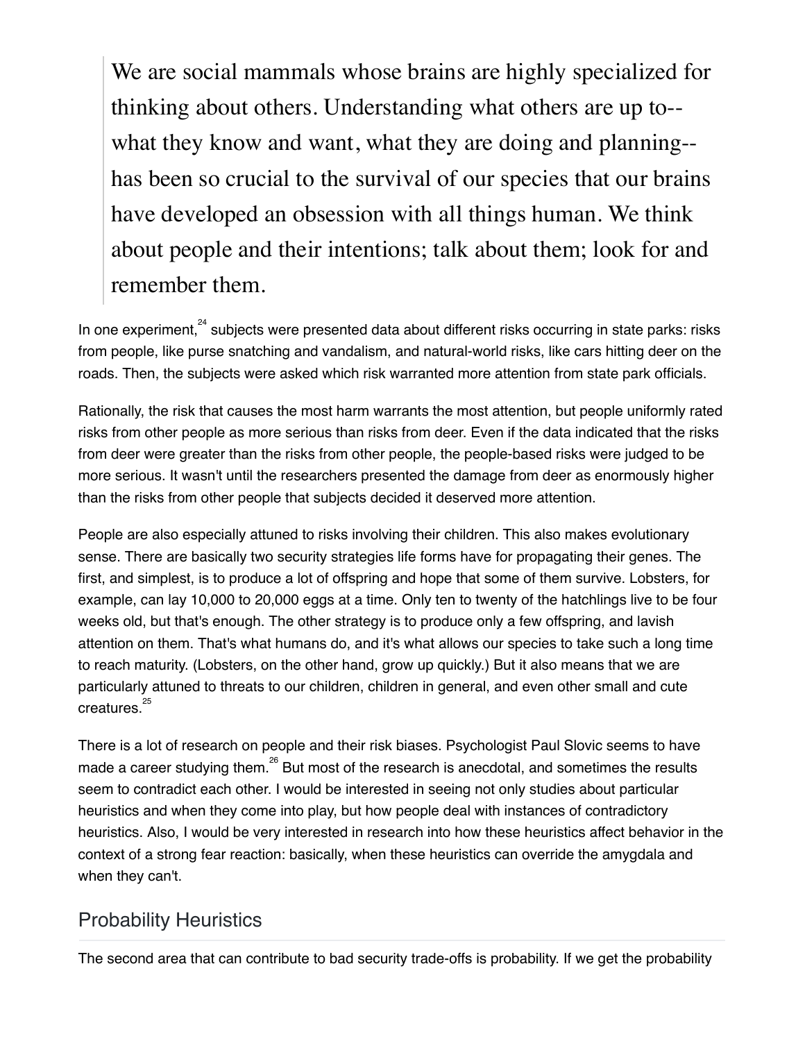> We are social mammals whose brains are highly specialized for thinking about others. Understanding what others are up to--what they know and want, what they are doing and planning--has been so crucial to the survival of our species that our brains have developed an obsession with all things human. We think about people and their intentions; talk about them; look for and remember them.

In one experiment,[24] subjects were presented data about different risks occurring in state parks: risks from people, like purse snatching and vandalism, and natural-world risks, like cars hitting deer on the roads. Then, the subjects were asked which risk warranted more attention from state park officials.

Rationally, the risk that causes the most harm warrants the most attention, but people uniformly rated risks from other people as more serious than risks from deer. Even if the data indicated that the risks from deer were greater than the risks from other people, the people-based risks were judged to be more serious. It wasn't until the researchers presented the damage from deer as enormously higher than the risks from other people that subjects decided it deserved more attention.

People are also especially attuned to risks involving their children. This also makes evolutionary sense. There are basically two security strategies life forms have for propagating their genes. The first, and simplest, is to produce a lot of offspring and hope that some of them survive. Lobsters, for example, can lay 10,000 to 20,000 eggs at a time. Only ten to twenty of the hatchlings live to be four weeks old, but that's enough. The other strategy is to produce only a few offspring, and lavish attention on them. That's what humans do, and it's what allows our species to take such a long time to reach maturity. (Lobsters, on the other hand, grow up quickly.) But it also means that we are particularly attuned to threats to our children, children in general, and even other small and cute creatures.[25]

There is a lot of research on people and their risk biases. Psychologist Paul Slovic seems to have made a career studying them.[26] But most of the research is anecdotal, and sometimes the results seem to contradict each other. I would be interested in seeing not only studies about particular heuristics and when they come into play, but how people deal with instances of contradictory heuristics. Also, I would be very interested in research into how these heuristics affect behavior in the context of a strong fear reaction: basically, when these heuristics can override the amygdala and when they can't.

## Probability Heuristics

The second area that can contribute to bad security trade-offs is probability. If we get the probability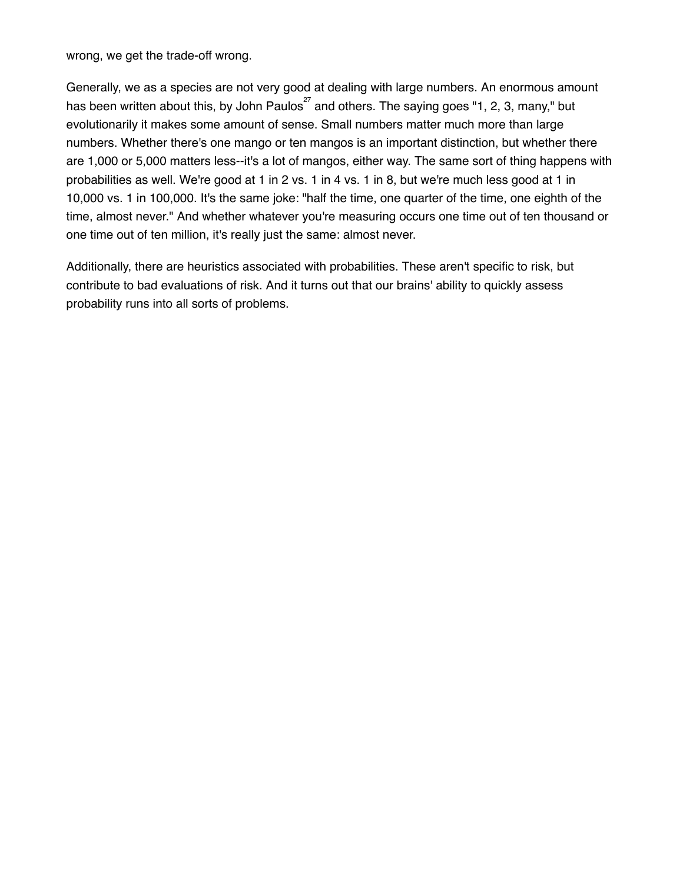wrong, we get the trade-off wrong.

Generally, we as a species are not very good at dealing with large numbers. An enormous amount has been written about this, by John Paulos[27] and others. The saying goes "1, 2, 3, many," but evolutionarily it makes some amount of sense. Small numbers matter much more than large numbers. Whether there's one mango or ten mangos is an important distinction, but whether there are 1,000 or 5,000 matters less--it's a lot of mangos, either way. The same sort of thing happens with probabilities as well. We're good at 1 in 2 vs. 1 in 4 vs. 1 in 8, but we're much less good at 1 in 10,000 vs. 1 in 100,000. It's the same joke: "half the time, one quarter of the time, one eighth of the time, almost never." And whether whatever you're measuring occurs one time out of ten thousand or one time out of ten million, it's really just the same: almost never.

Additionally, there are heuristics associated with probabilities. These aren't specific to risk, but contribute to bad evaluations of risk. And it turns out that our brains' ability to quickly assess probability runs into all sorts of problems.